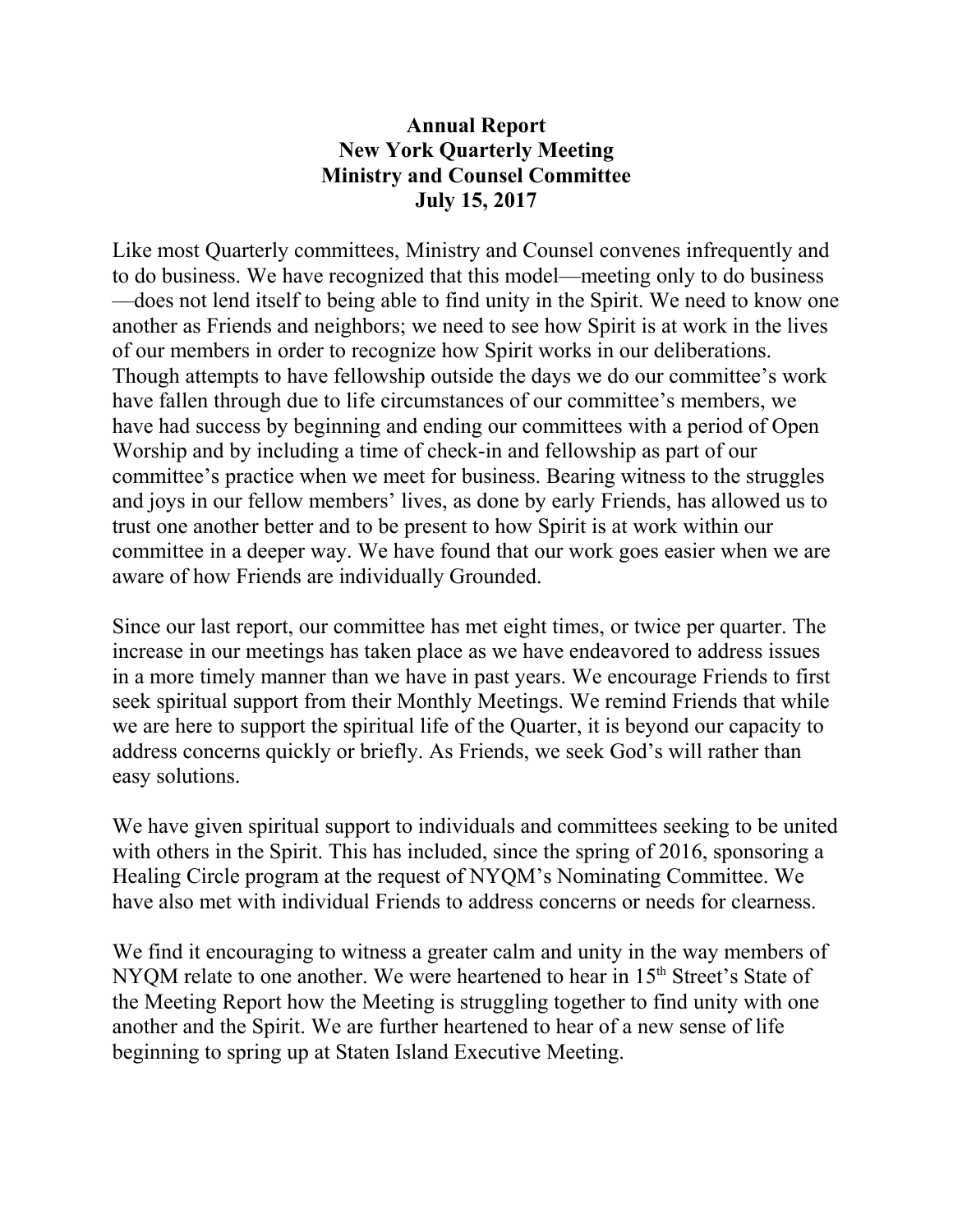# Annual Report
# New York Quarterly Meeting
# Ministry and Counsel Committee
# July 15, 2017

Like most Quarterly committees, Ministry and Counsel convenes infrequently and to do business. We have recognized that this model—meeting only to do business—does not lend itself to being able to find unity in the Spirit. We need to know one another as Friends and neighbors; we need to see how Spirit is at work in the lives of our members in order to recognize how Spirit works in our deliberations. Though attempts to have fellowship outside the days we do our committee's work have fallen through due to life circumstances of our committee's members, we have had success by beginning and ending our committees with a period of Open Worship and by including a time of check-in and fellowship as part of our committee's practice when we meet for business. Bearing witness to the struggles and joys in our fellow members' lives, as done by early Friends, has allowed us to trust one another better and to be present to how Spirit is at work within our committee in a deeper way. We have found that our work goes easier when we are aware of how Friends are individually Grounded.

Since our last report, our committee has met eight times, or twice per quarter. The increase in our meetings has taken place as we have endeavored to address issues in a more timely manner than we have in past years. We encourage Friends to first seek spiritual support from their Monthly Meetings. We remind Friends that while we are here to support the spiritual life of the Quarter, it is beyond our capacity to address concerns quickly or briefly. As Friends, we seek God's will rather than easy solutions.

We have given spiritual support to individuals and committees seeking to be united with others in the Spirit. This has included, since the spring of 2016, sponsoring a Healing Circle program at the request of NYQM's Nominating Committee. We have also met with individual Friends to address concerns or needs for clearness.

We find it encouraging to witness a greater calm and unity in the way members of NYQM relate to one another. We were heartened to hear in 15th Street's State of the Meeting Report how the Meeting is struggling together to find unity with one another and the Spirit. We are further heartened to hear of a new sense of life beginning to spring up at Staten Island Executive Meeting.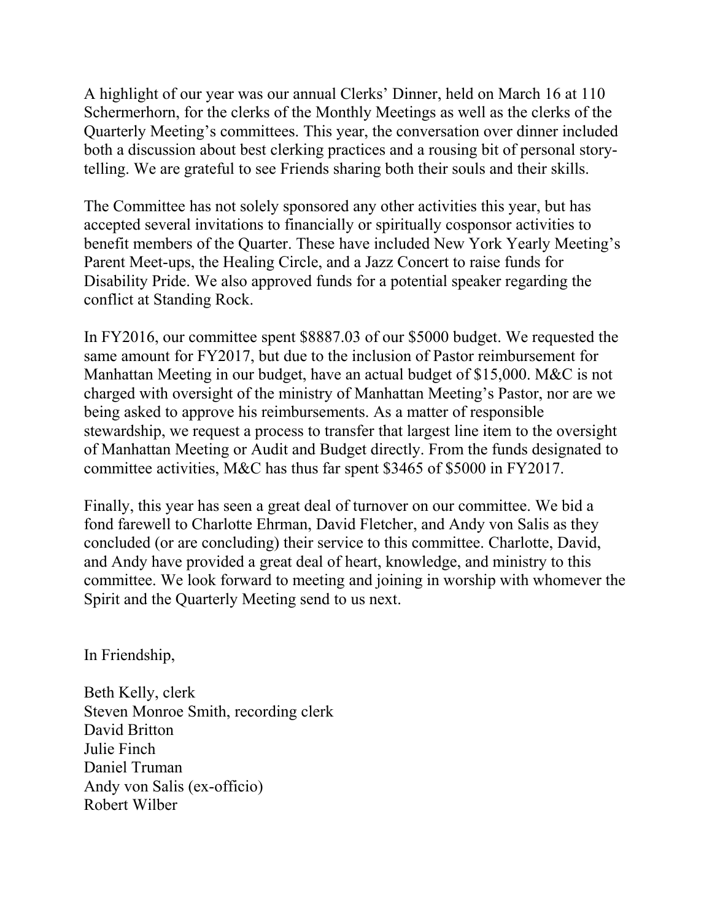A highlight of our year was our annual Clerks' Dinner, held on March 16 at 110 Schermerhorn, for the clerks of the Monthly Meetings as well as the clerks of the Quarterly Meeting's committees. This year, the conversation over dinner included both a discussion about best clerking practices and a rousing bit of personal story-telling. We are grateful to see Friends sharing both their souls and their skills.

The Committee has not solely sponsored any other activities this year, but has accepted several invitations to financially or spiritually cosponsor activities to benefit members of the Quarter. These have included New York Yearly Meeting's Parent Meet-ups, the Healing Circle, and a Jazz Concert to raise funds for Disability Pride. We also approved funds for a potential speaker regarding the conflict at Standing Rock.

In FY2016, our committee spent $8887.03 of our $5000 budget. We requested the same amount for FY2017, but due to the inclusion of Pastor reimbursement for Manhattan Meeting in our budget, have an actual budget of $15,000. M&C is not charged with oversight of the ministry of Manhattan Meeting's Pastor, nor are we being asked to approve his reimbursements. As a matter of responsible stewardship, we request a process to transfer that largest line item to the oversight of Manhattan Meeting or Audit and Budget directly. From the funds designated to committee activities, M&C has thus far spent $3465 of $5000 in FY2017.

Finally, this year has seen a great deal of turnover on our committee. We bid a fond farewell to Charlotte Ehrman, David Fletcher, and Andy von Salis as they concluded (or are concluding) their service to this committee. Charlotte, David, and Andy have provided a great deal of heart, knowledge, and ministry to this committee. We look forward to meeting and joining in worship with whomever the Spirit and the Quarterly Meeting send to us next.

In Friendship,

Beth Kelly, clerk
Steven Monroe Smith, recording clerk
David Britton
Julie Finch
Daniel Truman
Andy von Salis (ex-officio)
Robert Wilber